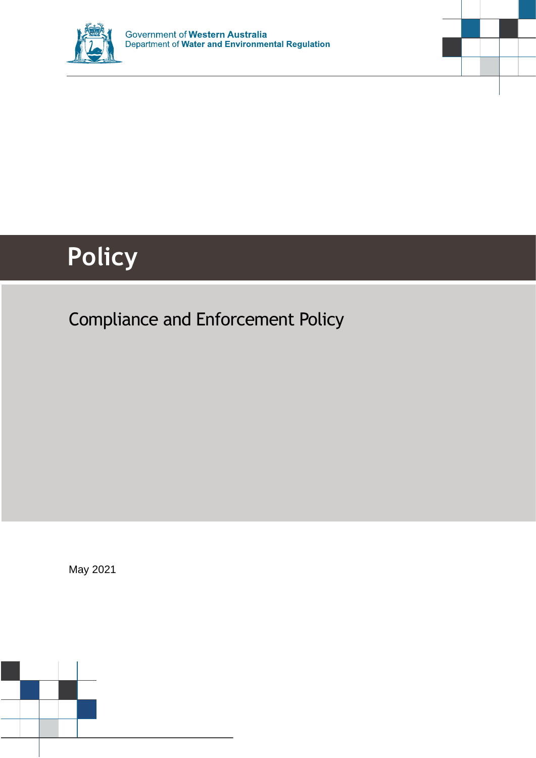Government of **Western Australia**
Department of **Water and Environmental Regulation**

# Policy

## Compliance and Enforcement Policy

May 2021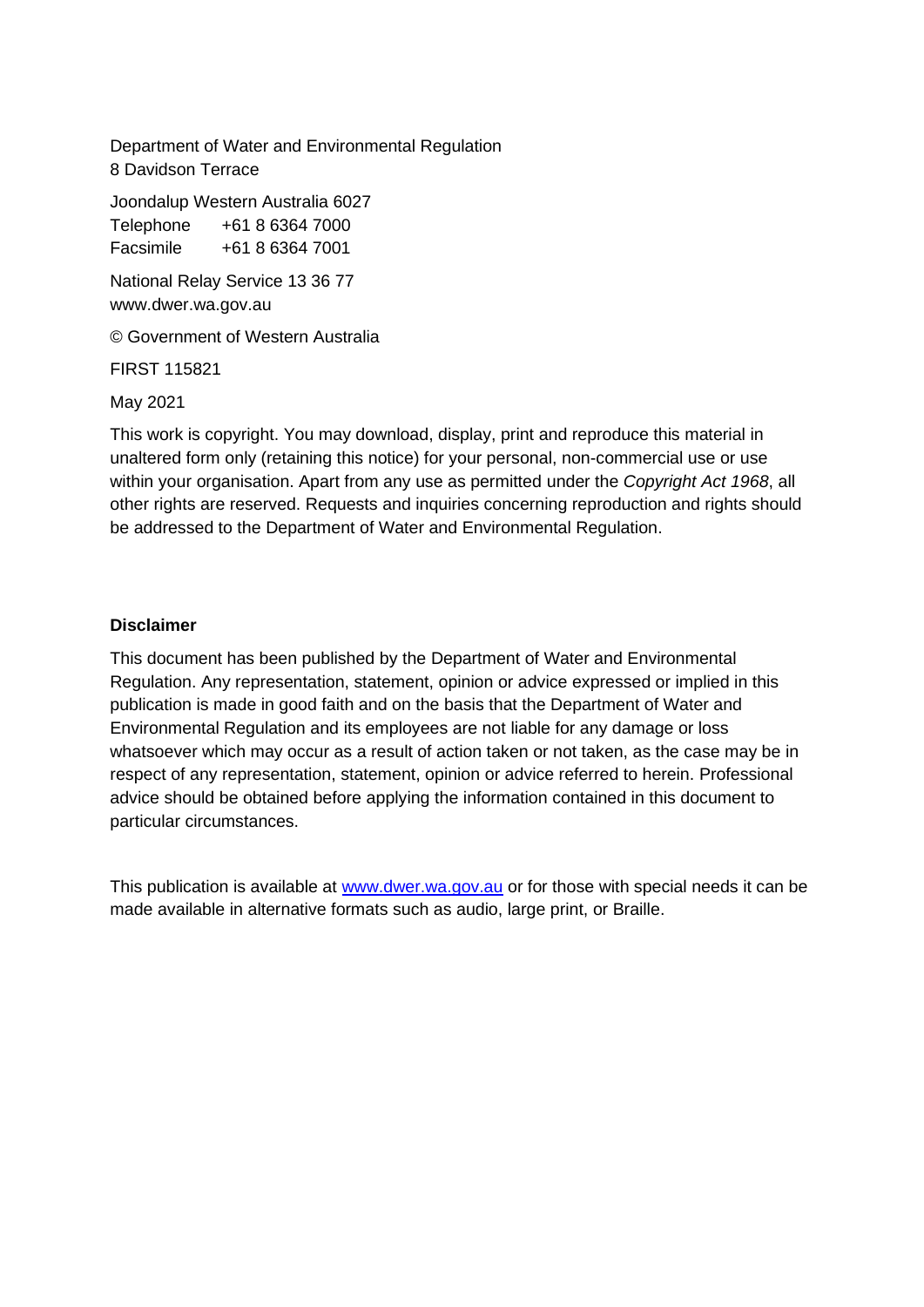Department of Water and Environmental Regulation
8 Davidson Terrace

Joondalup Western Australia 6027
Telephone +61 8 6364 7000
Facsimile +61 8 6364 7001

National Relay Service 13 36 77
www.dwer.wa.gov.au

© Government of Western Australia

FIRST 115821

May 2021

This work is copyright. You may download, display, print and reproduce this material in unaltered form only (retaining this notice) for your personal, non-commercial use or use within your organisation. Apart from any use as permitted under the *Copyright Act 1968*, all other rights are reserved. Requests and inquiries concerning reproduction and rights should be addressed to the Department of Water and Environmental Regulation.

**Disclaimer**

This document has been published by the Department of Water and Environmental Regulation. Any representation, statement, opinion or advice expressed or implied in this publication is made in good faith and on the basis that the Department of Water and Environmental Regulation and its employees are not liable for any damage or loss whatsoever which may occur as a result of action taken or not taken, as the case may be in respect of any representation, statement, opinion or advice referred to herein. Professional advice should be obtained before applying the information contained in this document to particular circumstances.

This publication is available at [www.dwer.wa.gov.au](www.dwer.wa.gov.au) or for those with special needs it can be made available in alternative formats such as audio, large print, or Braille.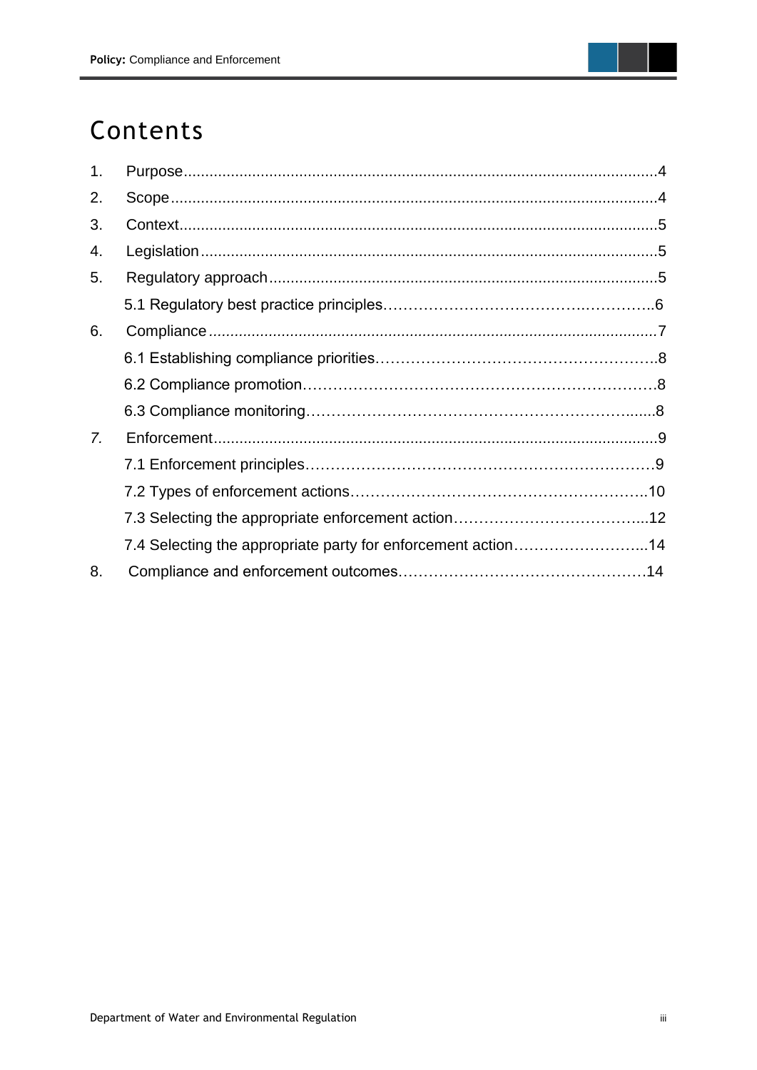# Contents

1. Purpose....................................................................................................................4
2. Scope........................................................................................................................4
3. Context.....................................................................................................................5
4. Legislation................................................................................................................5
5. Regulatory approach.................................................................................................5
   - 5.1 Regulatory best practice principles.................................................................6
6. Compliance...............................................................................................................7
   - 6.1 Establishing compliance priorities....................................................................8
   - 6.2 Compliance promotion.....................................................................................8
   - 6.3 Compliance monitoring....................................................................................8
7. Enforcement.............................................................................................................9
   - 7.1 Enforcement principles.....................................................................................9
   - 7.2 Types of enforcement actions.........................................................................10
   - 7.3 Selecting the appropriate enforcement action................................................12
   - 7.4 Selecting the appropriate party for enforcement action..................................14
8. Compliance and enforcement outcomes.................................................................14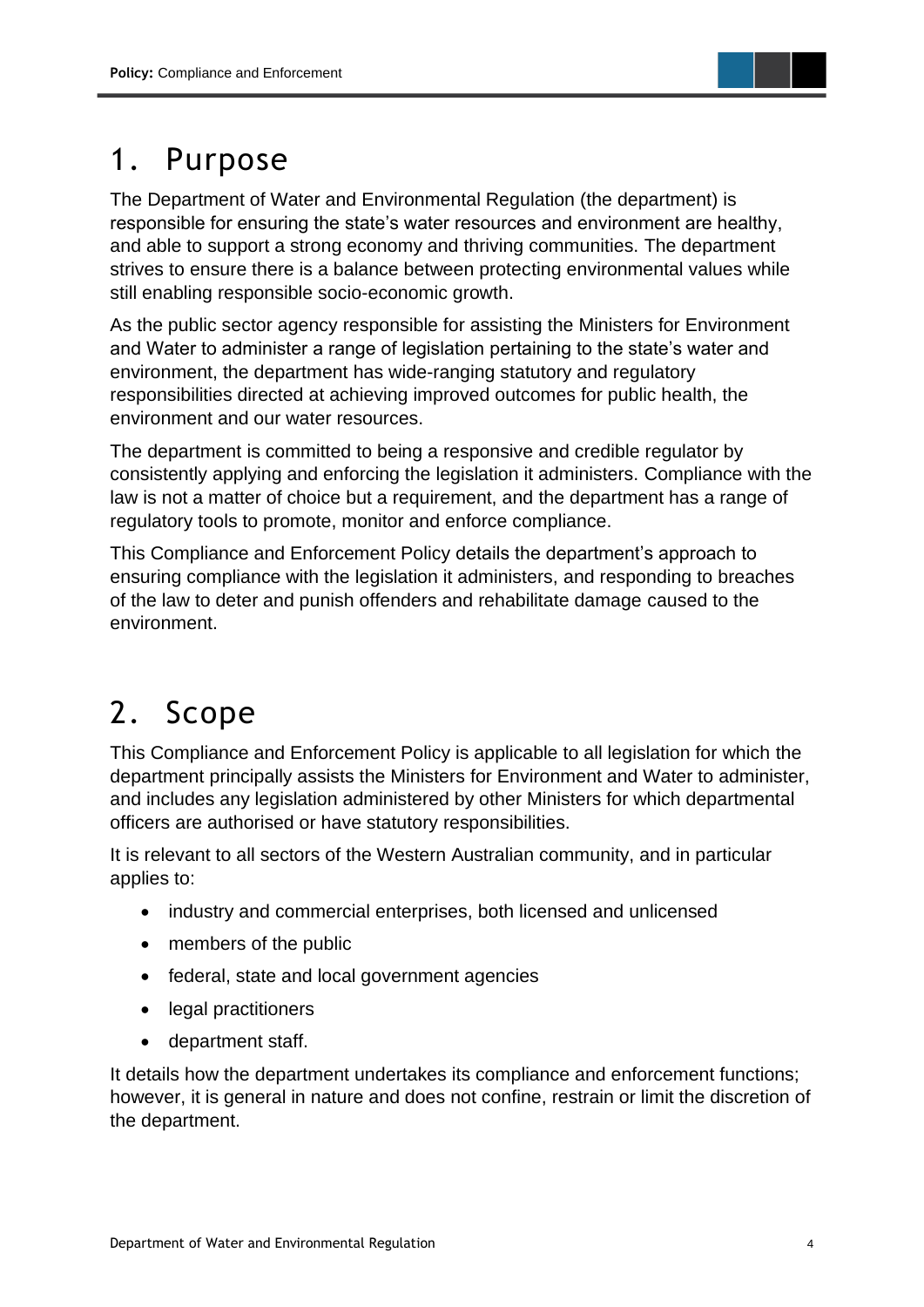# 1. Purpose

The Department of Water and Environmental Regulation (the department) is responsible for ensuring the state's water resources and environment are healthy, and able to support a strong economy and thriving communities. The department strives to ensure there is a balance between protecting environmental values while still enabling responsible socio-economic growth.

As the public sector agency responsible for assisting the Ministers for Environment and Water to administer a range of legislation pertaining to the state's water and environment, the department has wide-ranging statutory and regulatory responsibilities directed at achieving improved outcomes for public health, the environment and our water resources.

The department is committed to being a responsive and credible regulator by consistently applying and enforcing the legislation it administers. Compliance with the law is not a matter of choice but a requirement, and the department has a range of regulatory tools to promote, monitor and enforce compliance.

This Compliance and Enforcement Policy details the department's approach to ensuring compliance with the legislation it administers, and responding to breaches of the law to deter and punish offenders and rehabilitate damage caused to the environment.

# 2. Scope

This Compliance and Enforcement Policy is applicable to all legislation for which the department principally assists the Ministers for Environment and Water to administer, and includes any legislation administered by other Ministers for which departmental officers are authorised or have statutory responsibilities.

It is relevant to all sectors of the Western Australian community, and in particular applies to:

- industry and commercial enterprises, both licensed and unlicensed
- members of the public
- federal, state and local government agencies
- legal practitioners
- department staff.

It details how the department undertakes its compliance and enforcement functions; however, it is general in nature and does not confine, restrain or limit the discretion of the department.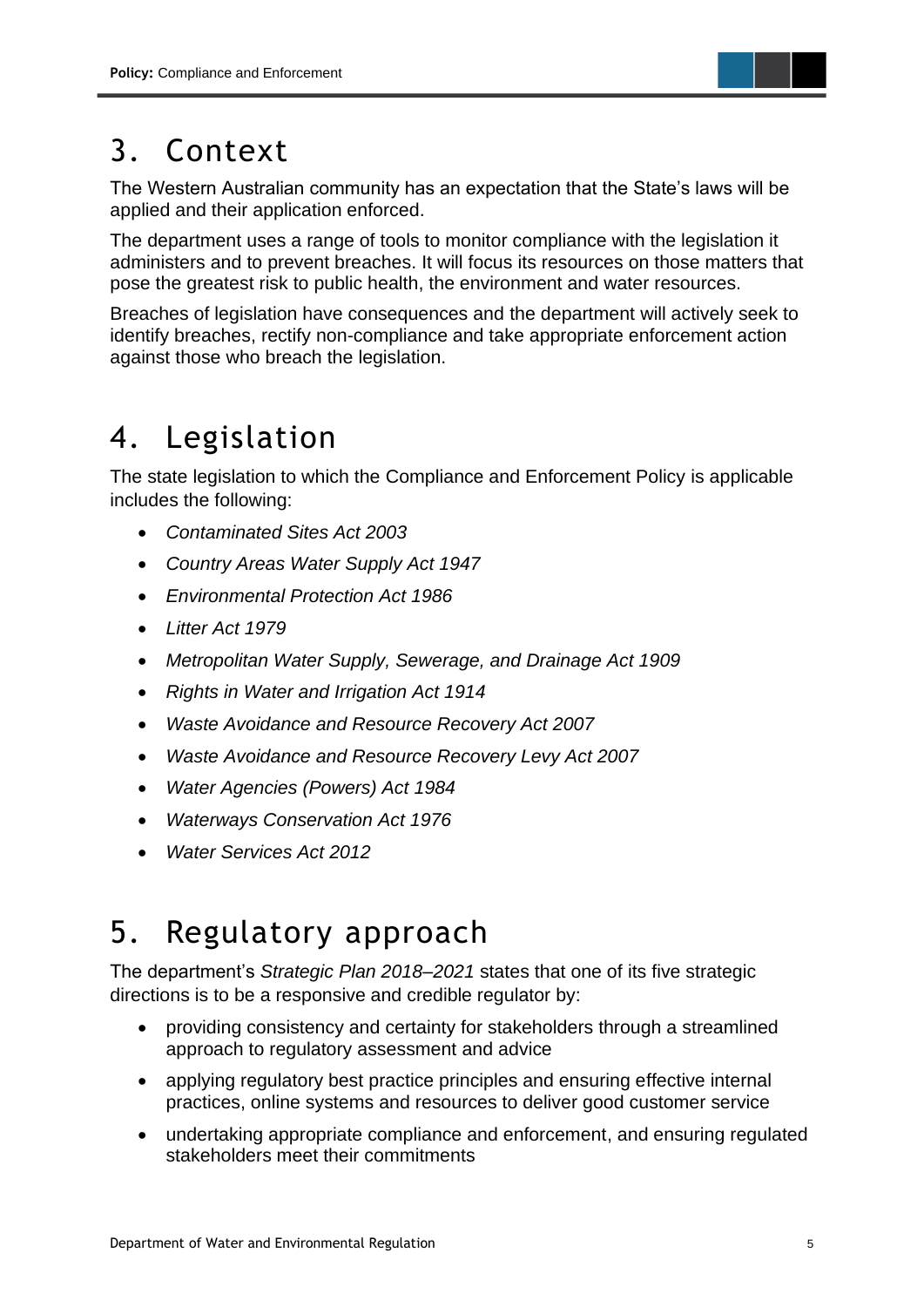# 3. Context

The Western Australian community has an expectation that the State's laws will be applied and their application enforced.

The department uses a range of tools to monitor compliance with the legislation it administers and to prevent breaches. It will focus its resources on those matters that pose the greatest risk to public health, the environment and water resources.

Breaches of legislation have consequences and the department will actively seek to identify breaches, rectify non-compliance and take appropriate enforcement action against those who breach the legislation.

# 4. Legislation

The state legislation to which the Compliance and Enforcement Policy is applicable includes the following:

- *Contaminated Sites Act 2003*
- *Country Areas Water Supply Act 1947*
- *Environmental Protection Act 1986*
- *Litter Act 1979*
- *Metropolitan Water Supply, Sewerage, and Drainage Act 1909*
- *Rights in Water and Irrigation Act 1914*
- *Waste Avoidance and Resource Recovery Act 2007*
- *Waste Avoidance and Resource Recovery Levy Act 2007*
- *Water Agencies (Powers) Act 1984*
- *Waterways Conservation Act 1976*
- *Water Services Act 2012*

# 5. Regulatory approach

The department's *Strategic Plan 2018–2021* states that one of its five strategic directions is to be a responsive and credible regulator by:

- providing consistency and certainty for stakeholders through a streamlined approach to regulatory assessment and advice
- applying regulatory best practice principles and ensuring effective internal practices, online systems and resources to deliver good customer service
- undertaking appropriate compliance and enforcement, and ensuring regulated stakeholders meet their commitments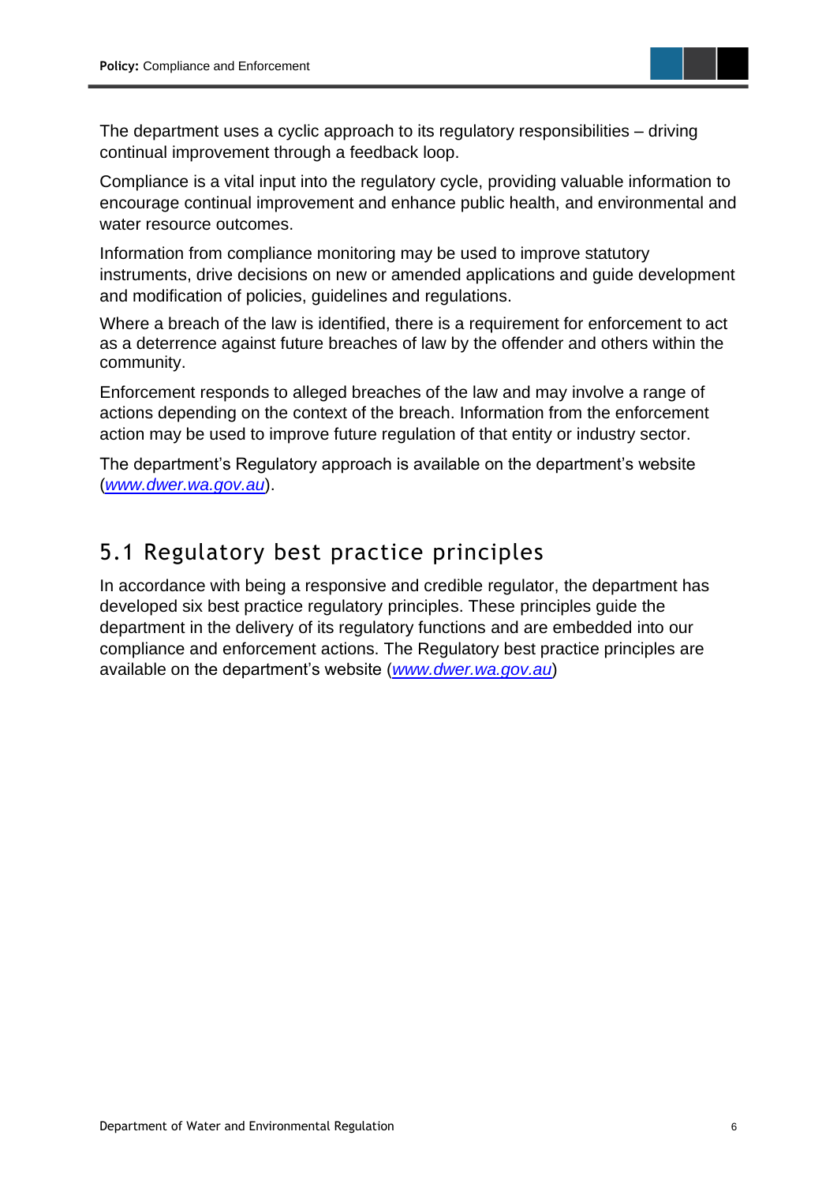The department uses a cyclic approach to its regulatory responsibilities – driving continual improvement through a feedback loop.

Compliance is a vital input into the regulatory cycle, providing valuable information to encourage continual improvement and enhance public health, and environmental and water resource outcomes.

Information from compliance monitoring may be used to improve statutory instruments, drive decisions on new or amended applications and guide development and modification of policies, guidelines and regulations.

Where a breach of the law is identified, there is a requirement for enforcement to act as a deterrence against future breaches of law by the offender and others within the community.

Enforcement responds to alleged breaches of the law and may involve a range of actions depending on the context of the breach. Information from the enforcement action may be used to improve future regulation of that entity or industry sector.

The department's Regulatory approach is available on the department's website (*www.dwer.wa.gov.au*).

## 5.1 Regulatory best practice principles

In accordance with being a responsive and credible regulator, the department has developed six best practice regulatory principles. These principles guide the department in the delivery of its regulatory functions and are embedded into our compliance and enforcement actions. The Regulatory best practice principles are available on the department's website (*www.dwer.wa.gov.au*)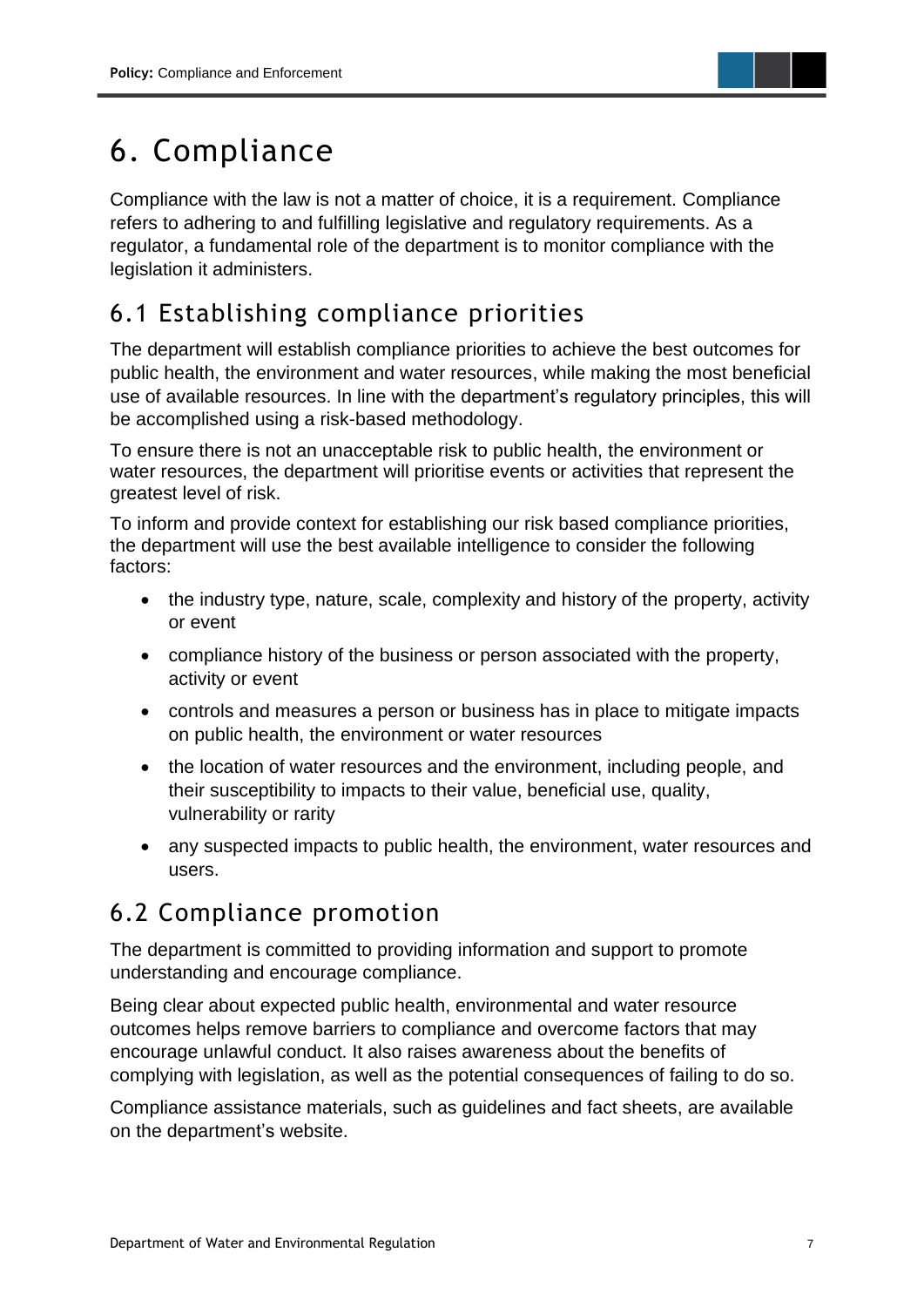# 6. Compliance

Compliance with the law is not a matter of choice, it is a requirement. Compliance refers to adhering to and fulfilling legislative and regulatory requirements. As a regulator, a fundamental role of the department is to monitor compliance with the legislation it administers.

## 6.1 Establishing compliance priorities

The department will establish compliance priorities to achieve the best outcomes for public health, the environment and water resources, while making the most beneficial use of available resources. In line with the department's regulatory principles, this will be accomplished using a risk-based methodology.

To ensure there is not an unacceptable risk to public health, the environment or water resources, the department will prioritise events or activities that represent the greatest level of risk.

To inform and provide context for establishing our risk based compliance priorities, the department will use the best available intelligence to consider the following factors:

- the industry type, nature, scale, complexity and history of the property, activity or event
- compliance history of the business or person associated with the property, activity or event
- controls and measures a person or business has in place to mitigate impacts on public health, the environment or water resources
- the location of water resources and the environment, including people, and their susceptibility to impacts to their value, beneficial use, quality, vulnerability or rarity
- any suspected impacts to public health, the environment, water resources and users.

## 6.2 Compliance promotion

The department is committed to providing information and support to promote understanding and encourage compliance.

Being clear about expected public health, environmental and water resource outcomes helps remove barriers to compliance and overcome factors that may encourage unlawful conduct. It also raises awareness about the benefits of complying with legislation, as well as the potential consequences of failing to do so.

Compliance assistance materials, such as guidelines and fact sheets, are available on the department's website.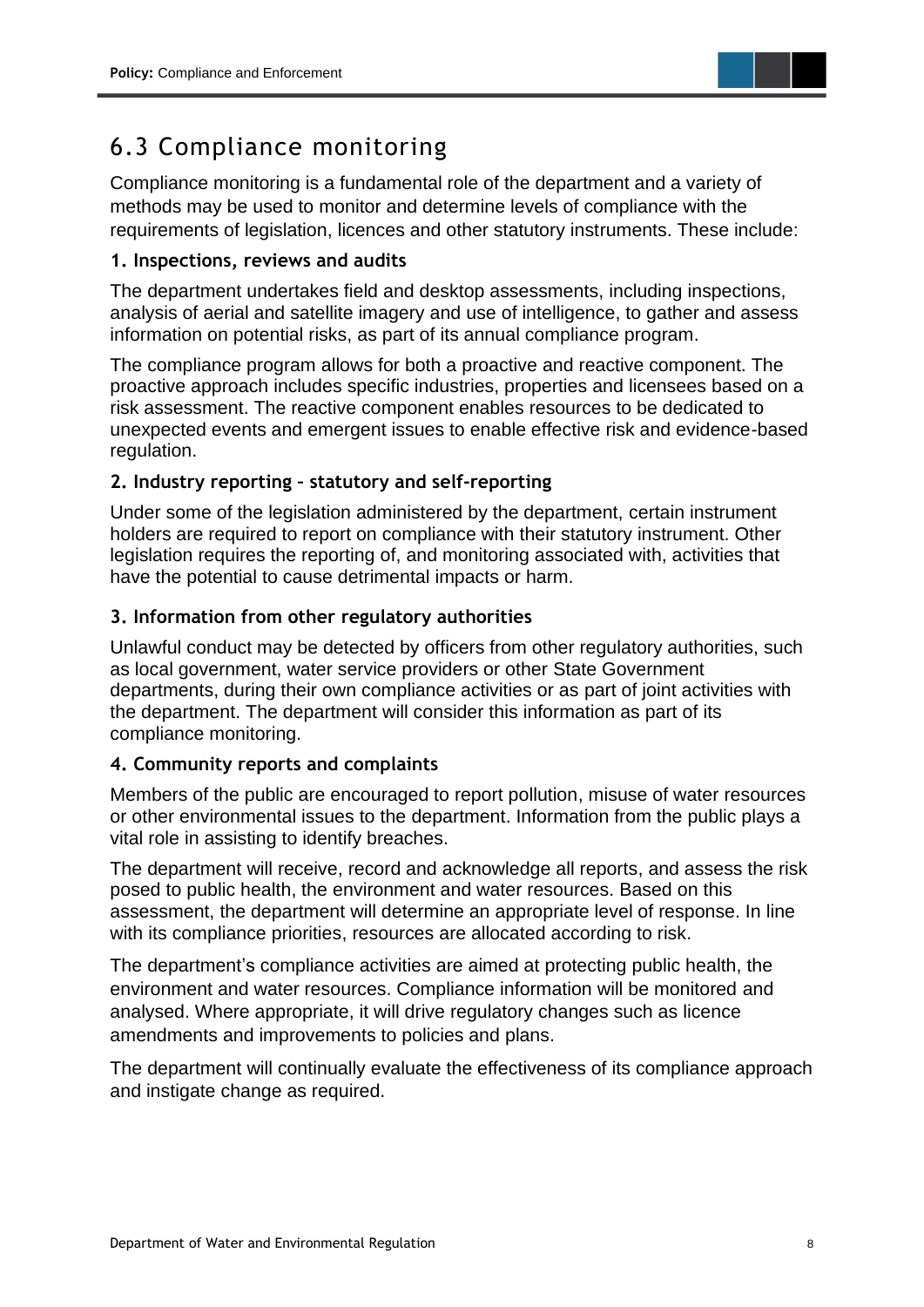## 6.3 Compliance monitoring

Compliance monitoring is a fundamental role of the department and a variety of methods may be used to monitor and determine levels of compliance with the requirements of legislation, licences and other statutory instruments. These include:

### 1. Inspections, reviews and audits

The department undertakes field and desktop assessments, including inspections, analysis of aerial and satellite imagery and use of intelligence, to gather and assess information on potential risks, as part of its annual compliance program.

The compliance program allows for both a proactive and reactive component. The proactive approach includes specific industries, properties and licensees based on a risk assessment. The reactive component enables resources to be dedicated to unexpected events and emergent issues to enable effective risk and evidence-based regulation.

### 2. Industry reporting – statutory and self-reporting

Under some of the legislation administered by the department, certain instrument holders are required to report on compliance with their statutory instrument. Other legislation requires the reporting of, and monitoring associated with, activities that have the potential to cause detrimental impacts or harm.

### 3. Information from other regulatory authorities

Unlawful conduct may be detected by officers from other regulatory authorities, such as local government, water service providers or other State Government departments, during their own compliance activities or as part of joint activities with the department. The department will consider this information as part of its compliance monitoring.

### 4. Community reports and complaints

Members of the public are encouraged to report pollution, misuse of water resources or other environmental issues to the department. Information from the public plays a vital role in assisting to identify breaches.

The department will receive, record and acknowledge all reports, and assess the risk posed to public health, the environment and water resources. Based on this assessment, the department will determine an appropriate level of response. In line with its compliance priorities, resources are allocated according to risk.

The department's compliance activities are aimed at protecting public health, the environment and water resources. Compliance information will be monitored and analysed. Where appropriate, it will drive regulatory changes such as licence amendments and improvements to policies and plans.

The department will continually evaluate the effectiveness of its compliance approach and instigate change as required.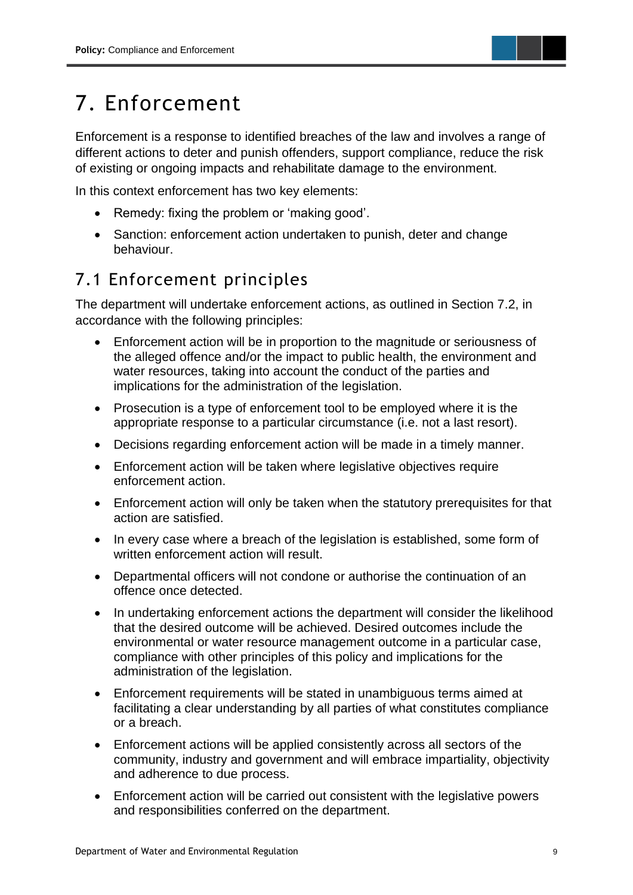# 7. Enforcement

Enforcement is a response to identified breaches of the law and involves a range of different actions to deter and punish offenders, support compliance, reduce the risk of existing or ongoing impacts and rehabilitate damage to the environment.

In this context enforcement has two key elements:

- Remedy: fixing the problem or 'making good'.
- Sanction: enforcement action undertaken to punish, deter and change behaviour.

## 7.1 Enforcement principles

The department will undertake enforcement actions, as outlined in Section 7.2, in accordance with the following principles:

- Enforcement action will be in proportion to the magnitude or seriousness of the alleged offence and/or the impact to public health, the environment and water resources, taking into account the conduct of the parties and implications for the administration of the legislation.
- Prosecution is a type of enforcement tool to be employed where it is the appropriate response to a particular circumstance (i.e. not a last resort).
- Decisions regarding enforcement action will be made in a timely manner.
- Enforcement action will be taken where legislative objectives require enforcement action.
- Enforcement action will only be taken when the statutory prerequisites for that action are satisfied.
- In every case where a breach of the legislation is established, some form of written enforcement action will result.
- Departmental officers will not condone or authorise the continuation of an offence once detected.
- In undertaking enforcement actions the department will consider the likelihood that the desired outcome will be achieved. Desired outcomes include the environmental or water resource management outcome in a particular case, compliance with other principles of this policy and implications for the administration of the legislation.
- Enforcement requirements will be stated in unambiguous terms aimed at facilitating a clear understanding by all parties of what constitutes compliance or a breach.
- Enforcement actions will be applied consistently across all sectors of the community, industry and government and will embrace impartiality, objectivity and adherence to due process.
- Enforcement action will be carried out consistent with the legislative powers and responsibilities conferred on the department.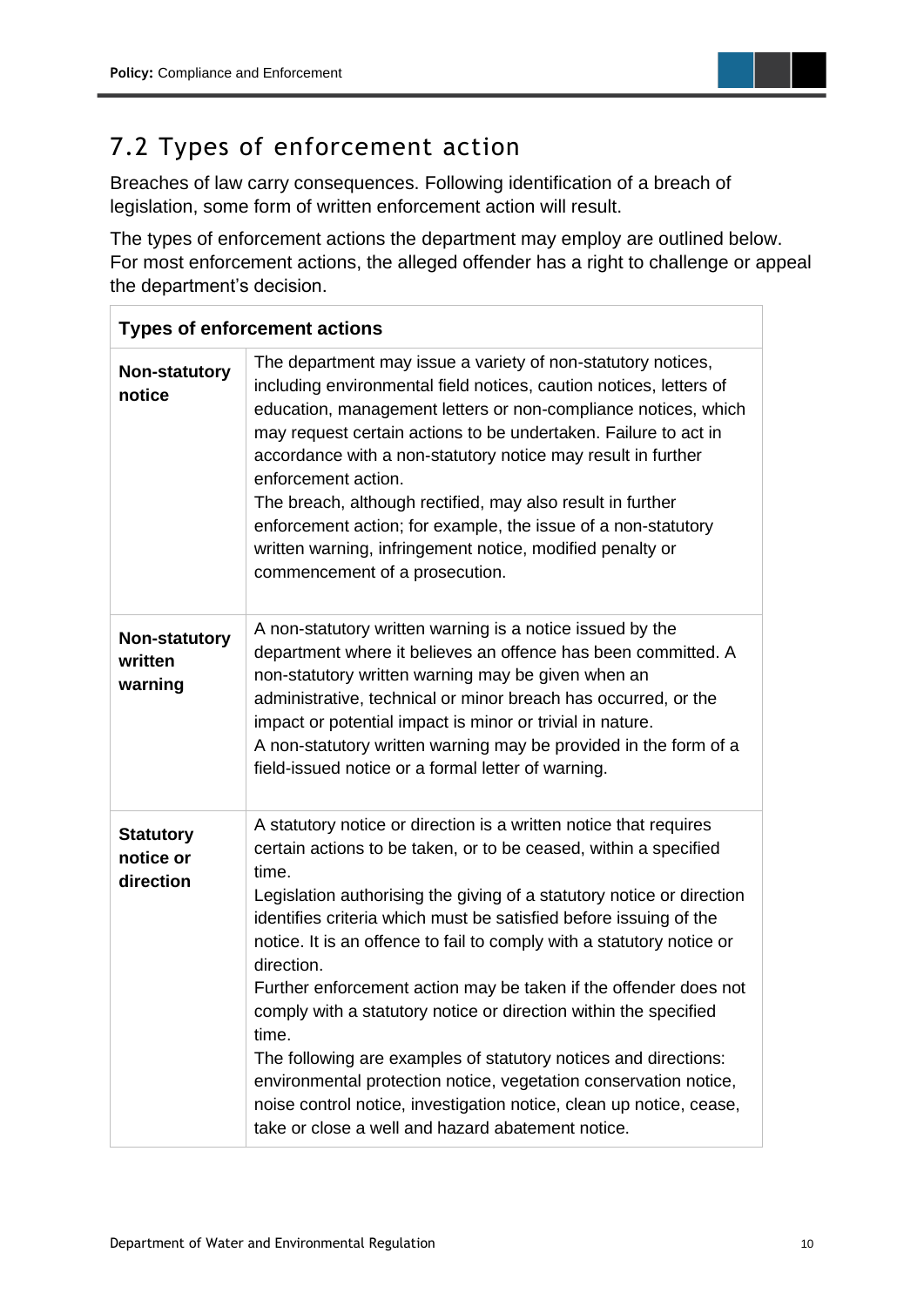## 7.2 Types of enforcement action

Breaches of law carry consequences. Following identification of a breach of legislation, some form of written enforcement action will result.

The types of enforcement actions the department may employ are outlined below. For most enforcement actions, the alleged offender has a right to challenge or appeal the department's decision.

| **Types of enforcement actions** | |
|---|---|
| **Non-statutory notice** | The department may issue a variety of non-statutory notices, including environmental field notices, caution notices, letters of education, management letters or non-compliance notices, which may request certain actions to be undertaken. Failure to act in accordance with a non-statutory notice may result in further enforcement action.<br>The breach, although rectified, may also result in further enforcement action; for example, the issue of a non-statutory written warning, infringement notice, modified penalty or commencement of a prosecution. |
| **Non-statutory written warning** | A non-statutory written warning is a notice issued by the department where it believes an offence has been committed. A non-statutory written warning may be given when an administrative, technical or minor breach has occurred, or the impact or potential impact is minor or trivial in nature.<br>A non-statutory written warning may be provided in the form of a field-issued notice or a formal letter of warning. |
| **Statutory notice or direction** | A statutory notice or direction is a written notice that requires certain actions to be taken, or to be ceased, within a specified time.<br>Legislation authorising the giving of a statutory notice or direction identifies criteria which must be satisfied before issuing of the notice. It is an offence to fail to comply with a statutory notice or direction.<br>Further enforcement action may be taken if the offender does not comply with a statutory notice or direction within the specified time.<br>The following are examples of statutory notices and directions: environmental protection notice, vegetation conservation notice, noise control notice, investigation notice, clean up notice, cease, take or close a well and hazard abatement notice. |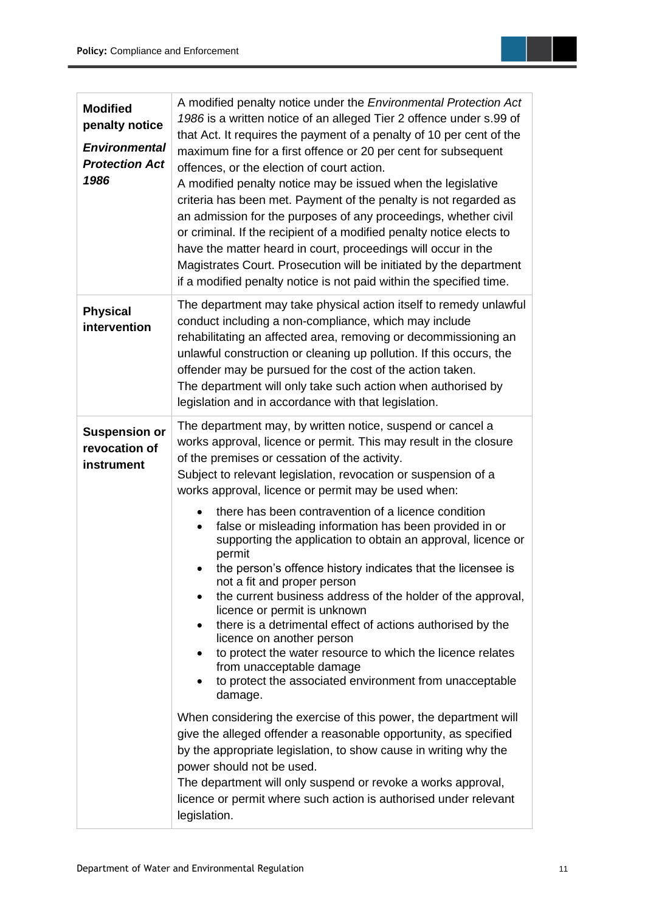| | |
|---|---|
| **Modified penalty notice** ***Environmental Protection Act 1986*** | A modified penalty notice under the *Environmental Protection Act 1986* is a written notice of an alleged Tier 2 offence under s.99 of that Act. It requires the payment of a penalty of 10 per cent of the maximum fine for a first offence or 20 per cent for subsequent offences, or the election of court action.<br>A modified penalty notice may be issued when the legislative criteria has been met. Payment of the penalty is not regarded as an admission for the purposes of any proceedings, whether civil or criminal. If the recipient of a modified penalty notice elects to have the matter heard in court, proceedings will occur in the Magistrates Court. Prosecution will be initiated by the department if a modified penalty notice is not paid within the specified time. |
| **Physical intervention** | The department may take physical action itself to remedy unlawful conduct including a non-compliance, which may include rehabilitating an affected area, removing or decommissioning an unlawful construction or cleaning up pollution. If this occurs, the offender may be pursued for the cost of the action taken.<br>The department will only take such action when authorised by legislation and in accordance with that legislation. |
| **Suspension or revocation of instrument** | The department may, by written notice, suspend or cancel a works approval, licence or permit. This may result in the closure of the premises or cessation of the activity.<br>Subject to relevant legislation, revocation or suspension of a works approval, licence or permit may be used when:<br>• there has been contravention of a licence condition<br>• false or misleading information has been provided in or supporting the application to obtain an approval, licence or permit<br>• the person's offence history indicates that the licensee is not a fit and proper person<br>• the current business address of the holder of the approval, licence or permit is unknown<br>• there is a detrimental effect of actions authorised by the licence on another person<br>• to protect the water resource to which the licence relates from unacceptable damage<br>• to protect the associated environment from unacceptable damage.<br>When considering the exercise of this power, the department will give the alleged offender a reasonable opportunity, as specified by the appropriate legislation, to show cause in writing why the power should not be used.<br>The department will only suspend or revoke a works approval, licence or permit where such action is authorised under relevant legislation. |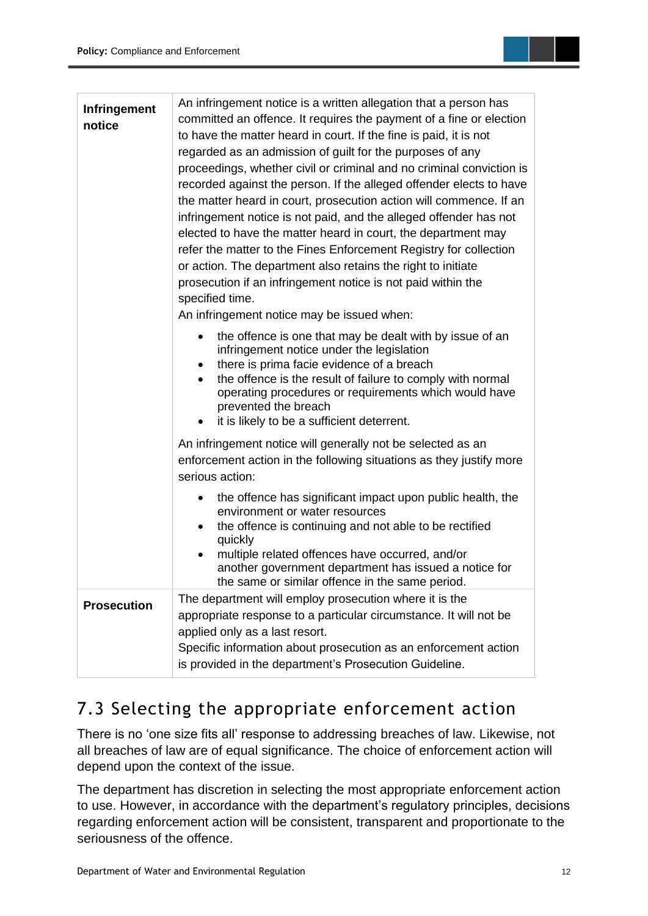| | |
|---|---|
| **Infringement notice** | An infringement notice is a written allegation that a person has committed an offence. It requires the payment of a fine or election to have the matter heard in court. If the fine is paid, it is not regarded as an admission of guilt for the purposes of any proceedings, whether civil or criminal and no criminal conviction is recorded against the person. If the alleged offender elects to have the matter heard in court, prosecution action will commence. If an infringement notice is not paid, and the alleged offender has not elected to have the matter heard in court, the department may refer the matter to the Fines Enforcement Registry for collection or action. The department also retains the right to initiate prosecution if an infringement notice is not paid within the specified time.<br>An infringement notice may be issued when:<br>• the offence is one that may be dealt with by issue of an infringement notice under the legislation<br>• there is prima facie evidence of a breach<br>• the offence is the result of failure to comply with normal operating procedures or requirements which would have prevented the breach<br>• it is likely to be a sufficient deterrent.<br>An infringement notice will generally not be selected as an enforcement action in the following situations as they justify more serious action:<br>• the offence has significant impact upon public health, the environment or water resources<br>• the offence is continuing and not able to be rectified quickly<br>• multiple related offences have occurred, and/or another government department has issued a notice for the same or similar offence in the same period. |
| **Prosecution** | The department will employ prosecution where it is the appropriate response to a particular circumstance. It will not be applied only as a last resort.<br>Specific information about prosecution as an enforcement action is provided in the department's Prosecution Guideline. |

## 7.3 Selecting the appropriate enforcement action

There is no 'one size fits all' response to addressing breaches of law. Likewise, not all breaches of law are of equal significance. The choice of enforcement action will depend upon the context of the issue.

The department has discretion in selecting the most appropriate enforcement action to use. However, in accordance with the department's regulatory principles, decisions regarding enforcement action will be consistent, transparent and proportionate to the seriousness of the offence.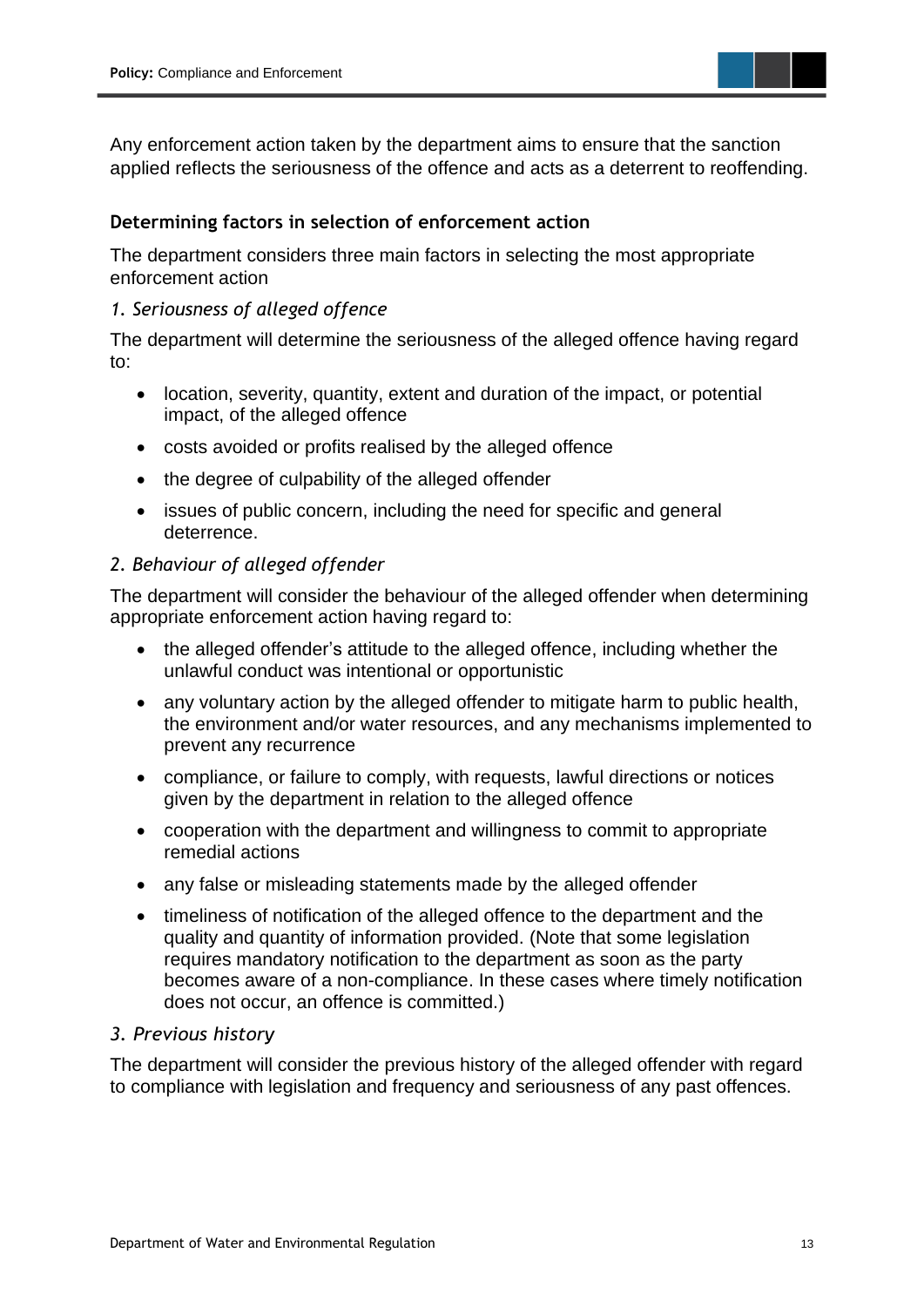Any enforcement action taken by the department aims to ensure that the sanction applied reflects the seriousness of the offence and acts as a deterrent to reoffending.

### Determining factors in selection of enforcement action

The department considers three main factors in selecting the most appropriate enforcement action

*1. Seriousness of alleged offence*

The department will determine the seriousness of the alleged offence having regard to:

- location, severity, quantity, extent and duration of the impact, or potential impact, of the alleged offence
- costs avoided or profits realised by the alleged offence
- the degree of culpability of the alleged offender
- issues of public concern, including the need for specific and general deterrence.

*2. Behaviour of alleged offender*

The department will consider the behaviour of the alleged offender when determining appropriate enforcement action having regard to:

- the alleged offender's attitude to the alleged offence, including whether the unlawful conduct was intentional or opportunistic
- any voluntary action by the alleged offender to mitigate harm to public health, the environment and/or water resources, and any mechanisms implemented to prevent any recurrence
- compliance, or failure to comply, with requests, lawful directions or notices given by the department in relation to the alleged offence
- cooperation with the department and willingness to commit to appropriate remedial actions
- any false or misleading statements made by the alleged offender
- timeliness of notification of the alleged offence to the department and the quality and quantity of information provided. (Note that some legislation requires mandatory notification to the department as soon as the party becomes aware of a non-compliance. In these cases where timely notification does not occur, an offence is committed.)

*3. Previous history*

The department will consider the previous history of the alleged offender with regard to compliance with legislation and frequency and seriousness of any past offences.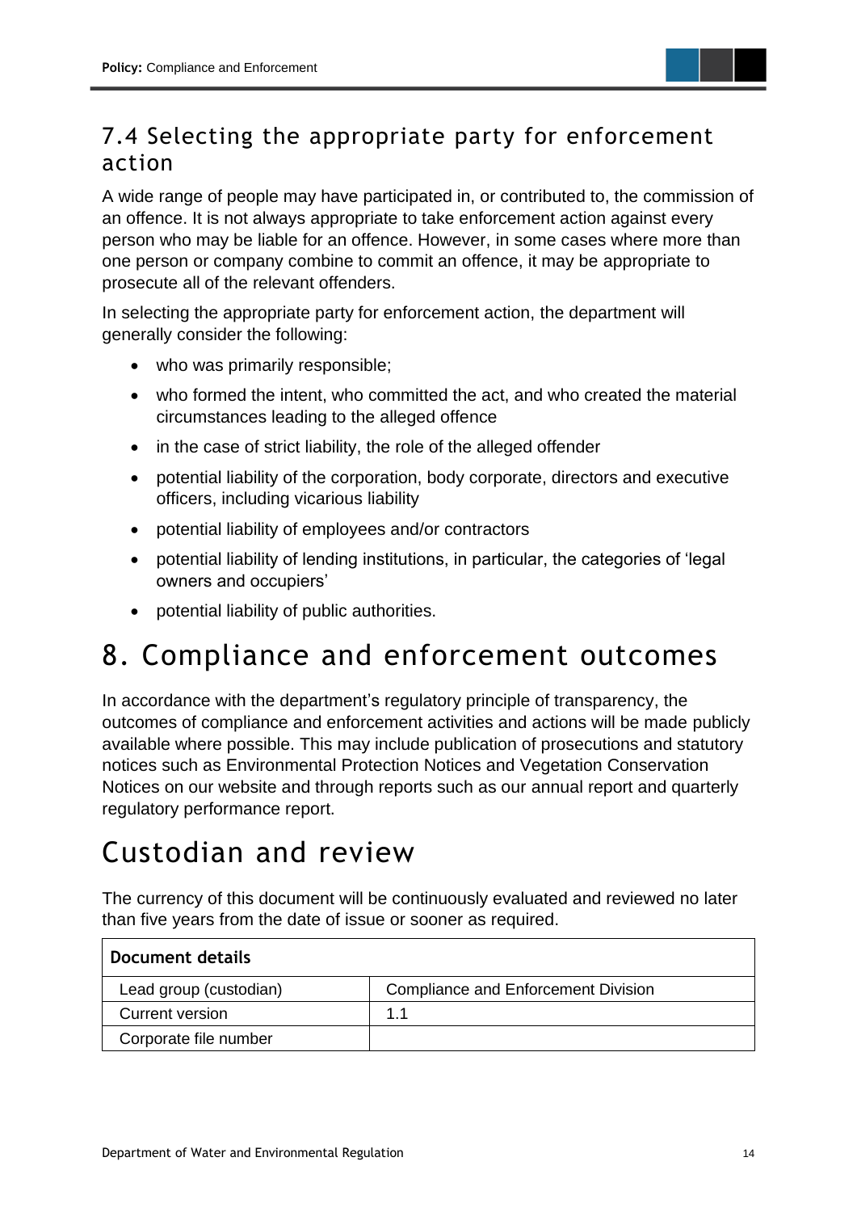## 7.4 Selecting the appropriate party for enforcement action

A wide range of people may have participated in, or contributed to, the commission of an offence. It is not always appropriate to take enforcement action against every person who may be liable for an offence. However, in some cases where more than one person or company combine to commit an offence, it may be appropriate to prosecute all of the relevant offenders.

In selecting the appropriate party for enforcement action, the department will generally consider the following:

- who was primarily responsible;
- who formed the intent, who committed the act, and who created the material circumstances leading to the alleged offence
- in the case of strict liability, the role of the alleged offender
- potential liability of the corporation, body corporate, directors and executive officers, including vicarious liability
- potential liability of employees and/or contractors
- potential liability of lending institutions, in particular, the categories of 'legal owners and occupiers'
- potential liability of public authorities.

# 8. Compliance and enforcement outcomes

In accordance with the department's regulatory principle of transparency, the outcomes of compliance and enforcement activities and actions will be made publicly available where possible. This may include publication of prosecutions and statutory notices such as Environmental Protection Notices and Vegetation Conservation Notices on our website and through reports such as our annual report and quarterly regulatory performance report.

# Custodian and review

The currency of this document will be continuously evaluated and reviewed no later than five years from the date of issue or sooner as required.

| **Document details** | |
|---|---|
| Lead group (custodian) | Compliance and Enforcement Division |
| Current version | 1.1 |
| Corporate file number | |